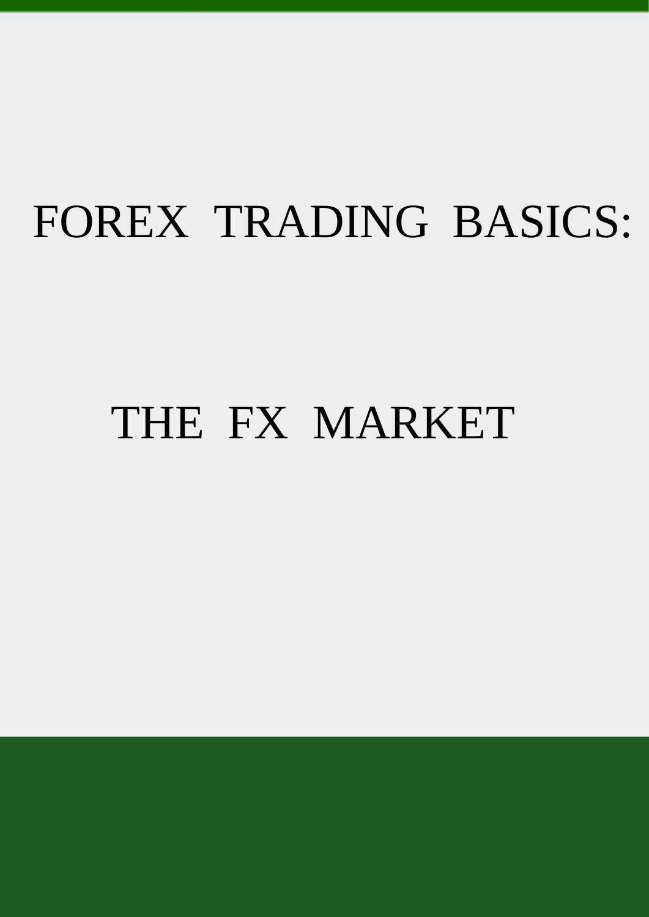# FOREX TRADING BASICS:

# THE FX MARKET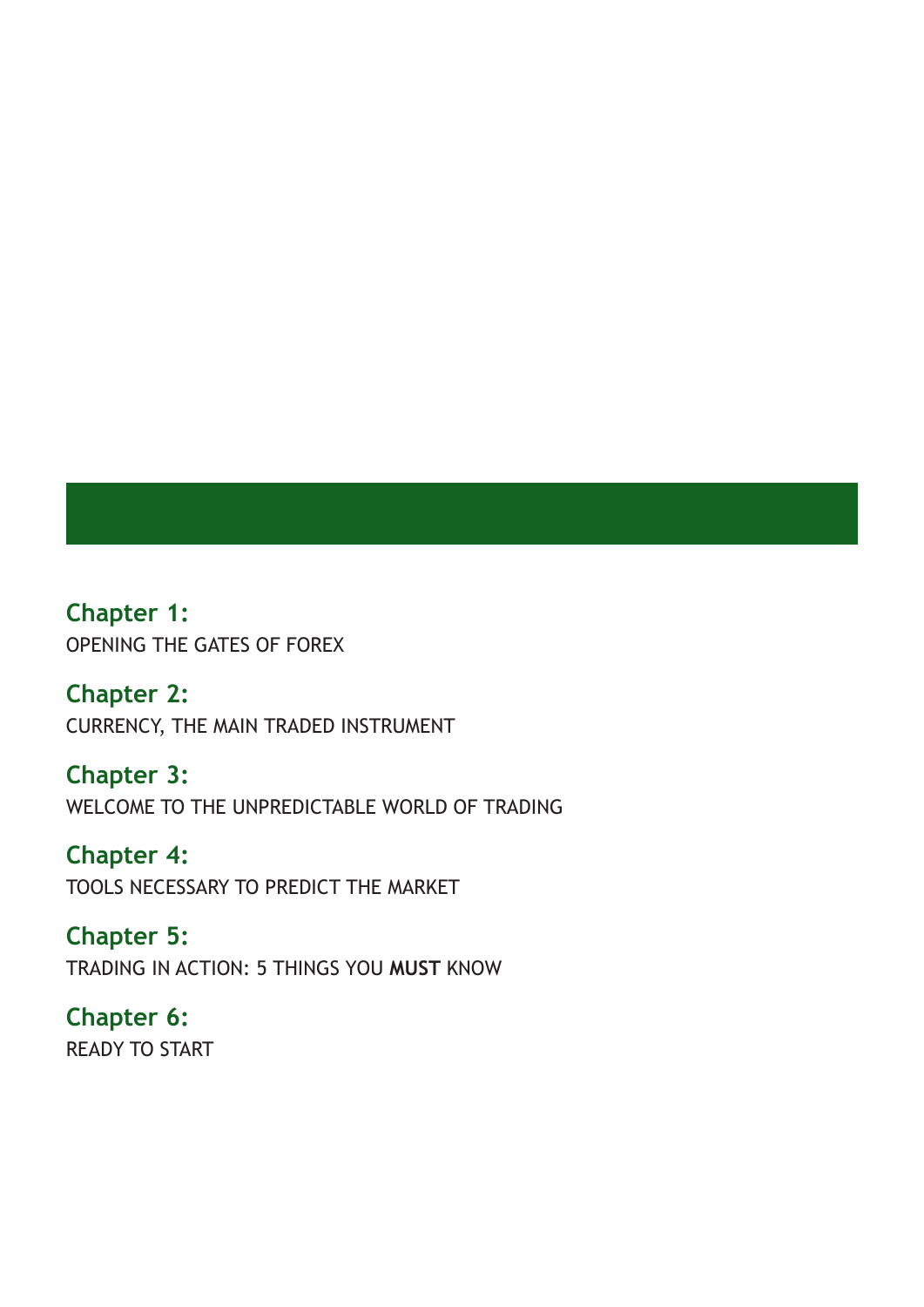**Chapter 1:**
OPENING THE GATES OF FOREX

**Chapter 2:**
CURRENCY, THE MAIN TRADED INSTRUMENT

**Chapter 3:**
WELCOME TO THE UNPREDICTABLE WORLD OF TRADING

**Chapter 4:**
TOOLS NECESSARY TO PREDICT THE MARKET

**Chapter 5:**
TRADING IN ACTION: 5 THINGS YOU **MUST** KNOW

**Chapter 6:**
READY TO START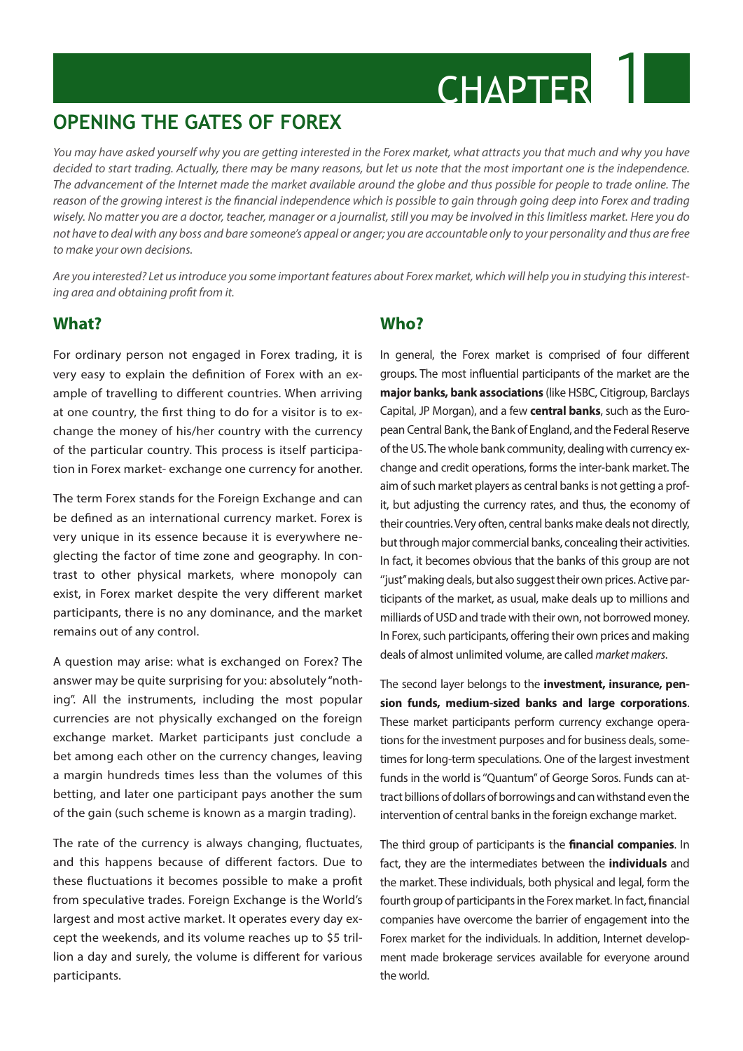# CHAPTER 1

## OPENING THE GATES OF FOREX

*You may have asked yourself why you are getting interested in the Forex market, what attracts you that much and why you have decided to start trading. Actually, there may be many reasons, but let us note that the most important one is the independence. The advancement of the Internet made the market available around the globe and thus possible for people to trade online. The reason of the growing interest is the financial independence which is possible to gain through going deep into Forex and trading wisely. No matter you are a doctor, teacher, manager or a journalist, still you may be involved in this limitless market. Here you do not have to deal with any boss and bare someone's appeal or anger; you are accountable only to your personality and thus are free to make your own decisions.*

*Are you interested? Let us introduce you some important features about Forex market, which will help you in studying this interesting area and obtaining profit from it.*

### What?

For ordinary person not engaged in Forex trading, it is very easy to explain the definition of Forex with an example of travelling to different countries. When arriving at one country, the first thing to do for a visitor is to exchange the money of his/her country with the currency of the particular country. This process is itself participation in Forex market- exchange one currency for another.

The term Forex stands for the Foreign Exchange and can be defined as an international currency market. Forex is very unique in its essence because it is everywhere neglecting the factor of time zone and geography. In contrast to other physical markets, where monopoly can exist, in Forex market despite the very different market participants, there is no any dominance, and the market remains out of any control.

A question may arise: what is exchanged on Forex? The answer may be quite surprising for you: absolutely "nothing". All the instruments, including the most popular currencies are not physically exchanged on the foreign exchange market. Market participants just conclude a bet among each other on the currency changes, leaving a margin hundreds times less than the volumes of this betting, and later one participant pays another the sum of the gain (such scheme is known as a margin trading).

The rate of the currency is always changing, fluctuates, and this happens because of different factors. Due to these fluctuations it becomes possible to make a profit from speculative trades. Foreign Exchange is the World's largest and most active market. It operates every day except the weekends, and its volume reaches up to $5 trillion a day and surely, the volume is different for various participants.

### Who?

In general, the Forex market is comprised of four different groups. The most influential participants of the market are the **major banks, bank associations** (like HSBC, Citigroup, Barclays Capital, JP Morgan), and a few **central banks**, such as the European Central Bank, the Bank of England, and the Federal Reserve of the US. The whole bank community, dealing with currency exchange and credit operations, forms the inter-bank market. The aim of such market players as central banks is not getting a profit, but adjusting the currency rates, and thus, the economy of their countries. Very often, central banks make deals not directly, but through major commercial banks, concealing their activities. In fact, it becomes obvious that the banks of this group are not "just" making deals, but also suggest their own prices. Active participants of the market, as usual, make deals up to millions and milliards of USD and trade with their own, not borrowed money. In Forex, such participants, offering their own prices and making deals of almost unlimited volume, are called *market makers*.

The second layer belongs to the **investment, insurance, pension funds, medium-sized banks and large corporations**. These market participants perform currency exchange operations for the investment purposes and for business deals, sometimes for long-term speculations. One of the largest investment funds in the world is "Quantum" of George Soros. Funds can attract billions of dollars of borrowings and can withstand even the intervention of central banks in the foreign exchange market.

The third group of participants is the **financial companies**. In fact, they are the intermediates between the **individuals** and the market. These individuals, both physical and legal, form the fourth group of participants in the Forex market. In fact, financial companies have overcome the barrier of engagement into the Forex market for the individuals. In addition, Internet development made brokerage services available for everyone around the world.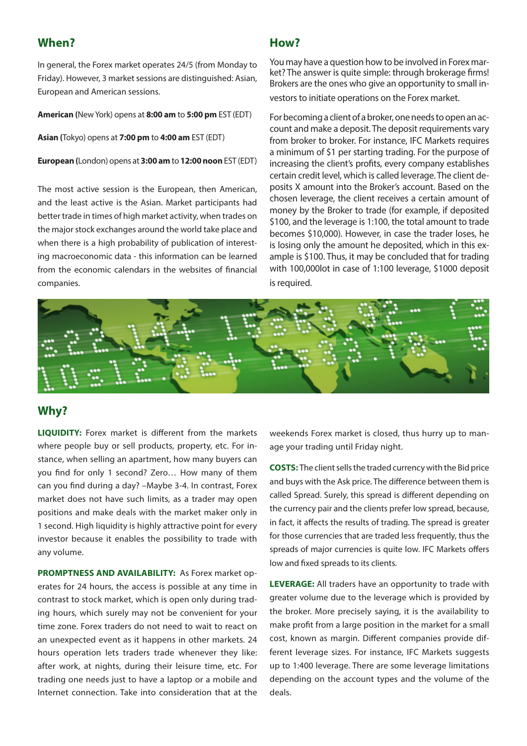## When?

In general, the Forex market operates 24/5 (from Monday to Friday). However, 3 market sessions are distinguished: Asian, European and American sessions.

**American (**New York) opens at **8:00 am** to **5:00 pm** EST (EDT)

**Asian (**Tokyo) opens at **7:00 pm** to **4:00 am** EST (EDT)

**European (**London) opens at **3:00 am** to **12:00 noon** EST (EDT)

The most active session is the European, then American, and the least active is the Asian. Market participants had better trade in times of high market activity, when trades on the major stock exchanges around the world take place and when there is a high probability of publication of interesting macroeconomic data - this information can be learned from the economic calendars in the websites of financial companies.

## How?

You may have a question how to be involved in Forex market? The answer is quite simple: through brokerage firms! Brokers are the ones who give an opportunity to small investors to initiate operations on the Forex market.

For becoming a client of a broker, one needs to open an account and make a deposit. The deposit requirements vary from broker to broker. For instance, IFC Markets requires a minimum of $1 per starting trading. For the purpose of increasing the client's profits, every company establishes certain credit level, which is called leverage. The client deposits X amount into the Broker's account. Based on the chosen leverage, the client receives a certain amount of money by the Broker to trade (for example, if deposited $100, and the leverage is 1:100, the total amount to trade becomes $10,000). However, in case the trader loses, he is losing only the amount he deposited, which in this example is $100. Thus, it may be concluded that for trading with 100,000lot in case of 1:100 leverage, $1000 deposit is required.

## Why?

**LIQUIDITY:** Forex market is different from the markets where people buy or sell products, property, etc. For instance, when selling an apartment, how many buyers can you find for only 1 second? Zero… How many of them can you find during a day? –Maybe 3-4. In contrast, Forex market does not have such limits, as a trader may open positions and make deals with the market maker only in 1 second. High liquidity is highly attractive point for every investor because it enables the possibility to trade with any volume.

**PROMPTNESS AND AVAILABILITY:** As Forex market operates for 24 hours, the access is possible at any time in contrast to stock market, which is open only during trading hours, which surely may not be convenient for your time zone. Forex traders do not need to wait to react on an unexpected event as it happens in other markets. 24 hours operation lets traders trade whenever they like: after work, at nights, during their leisure time, etc. For trading one needs just to have a laptop or a mobile and Internet connection. Take into consideration that at the weekends Forex market is closed, thus hurry up to manage your trading until Friday night.

**COSTS:** The client sells the traded currency with the Bid price and buys with the Ask price. The difference between them is called Spread. Surely, this spread is different depending on the currency pair and the clients prefer low spread, because, in fact, it affects the results of trading. The spread is greater for those currencies that are traded less frequently, thus the spreads of major currencies is quite low. IFC Markets offers low and fixed spreads to its clients.

**LEVERAGE:** All traders have an opportunity to trade with greater volume due to the leverage which is provided by the broker. More precisely saying, it is the availability to make profit from a large position in the market for a small cost, known as margin. Different companies provide different leverage sizes. For instance, IFC Markets suggests up to 1:400 leverage. There are some leverage limitations depending on the account types and the volume of the deals.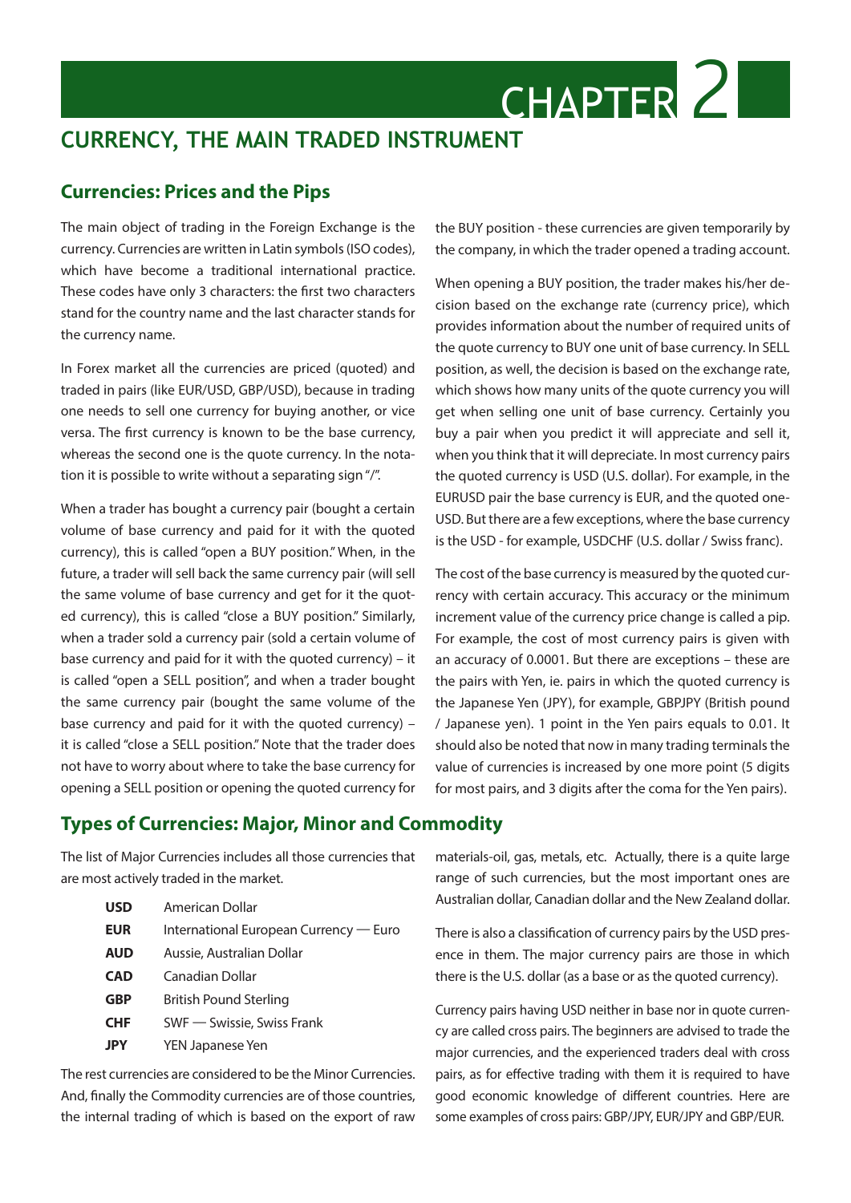# CHAPTER 2

## CURRENCY, THE MAIN TRADED INSTRUMENT

### Currencies: Prices and the Pips

The main object of trading in the Foreign Exchange is the currency. Currencies are written in Latin symbols (ISO codes), which have become a traditional international practice. These codes have only 3 characters: the first two characters stand for the country name and the last character stands for the currency name.

In Forex market all the currencies are priced (quoted) and traded in pairs (like EUR/USD, GBP/USD), because in trading one needs to sell one currency for buying another, or vice versa. The first currency is known to be the base currency, whereas the second one is the quote currency. In the notation it is possible to write without a separating sign "/".

When a trader has bought a currency pair (bought a certain volume of base currency and paid for it with the quoted currency), this is called "open a BUY position." When, in the future, a trader will sell back the same currency pair (will sell the same volume of base currency and get for it the quoted currency), this is called "close a BUY position." Similarly, when a trader sold a currency pair (sold a certain volume of base currency and paid for it with the quoted currency) – it is called "open a SELL position", and when a trader bought the same currency pair (bought the same volume of the base currency and paid for it with the quoted currency) – it is called "close a SELL position." Note that the trader does not have to worry about where to take the base currency for opening a SELL position or opening the quoted currency for the BUY position - these currencies are given temporarily by the company, in which the trader opened a trading account.

When opening a BUY position, the trader makes his/her decision based on the exchange rate (currency price), which provides information about the number of required units of the quote currency to BUY one unit of base currency. In SELL position, as well, the decision is based on the exchange rate, which shows how many units of the quote currency you will get when selling one unit of base currency. Certainly you buy a pair when you predict it will appreciate and sell it, when you think that it will depreciate. In most currency pairs the quoted currency is USD (U.S. dollar). For example, in the EURUSD pair the base currency is EUR, and the quoted one- USD. But there are a few exceptions, where the base currency is the USD - for example, USDCHF (U.S. dollar / Swiss franc).

The cost of the base currency is measured by the quoted currency with certain accuracy. This accuracy or the minimum increment value of the currency price change is called a pip. For example, the cost of most currency pairs is given with an accuracy of 0.0001. But there are exceptions – these are the pairs with Yen, ie. pairs in which the quoted currency is the Japanese Yen (JPY), for example, GBPJPY (British pound / Japanese yen). 1 point in the Yen pairs equals to 0.01. It should also be noted that now in many trading terminals the value of currencies is increased by one more point (5 digits for most pairs, and 3 digits after the coma for the Yen pairs).

### Types of Currencies: Major, Minor and Commodity

The list of Major Currencies includes all those currencies that are most actively traded in the market.

| | |
|---|---|
| **USD** | American Dollar |
| **EUR** | International European Currency — Euro |
| **AUD** | Aussie, Australian Dollar |
| **CAD** | Canadian Dollar |
| **GBP** | British Pound Sterling |
| **CHF** | SWF — Swissie, Swiss Frank |
| **JPY** | YEN Japanese Yen |

The rest currencies are considered to be the Minor Currencies. And, finally the Commodity currencies are of those countries, the internal trading of which is based on the export of raw materials-oil, gas, metals, etc. Actually, there is a quite large range of such currencies, but the most important ones are Australian dollar, Canadian dollar and the New Zealand dollar.

There is also a classification of currency pairs by the USD presence in them. The major currency pairs are those in which there is the U.S. dollar (as a base or as the quoted currency).

Currency pairs having USD neither in base nor in quote currency are called cross pairs. The beginners are advised to trade the major currencies, and the experienced traders deal with cross pairs, as for effective trading with them it is required to have good economic knowledge of different countries. Here are some examples of cross pairs: GBP/JPY, EUR/JPY and GBP/EUR.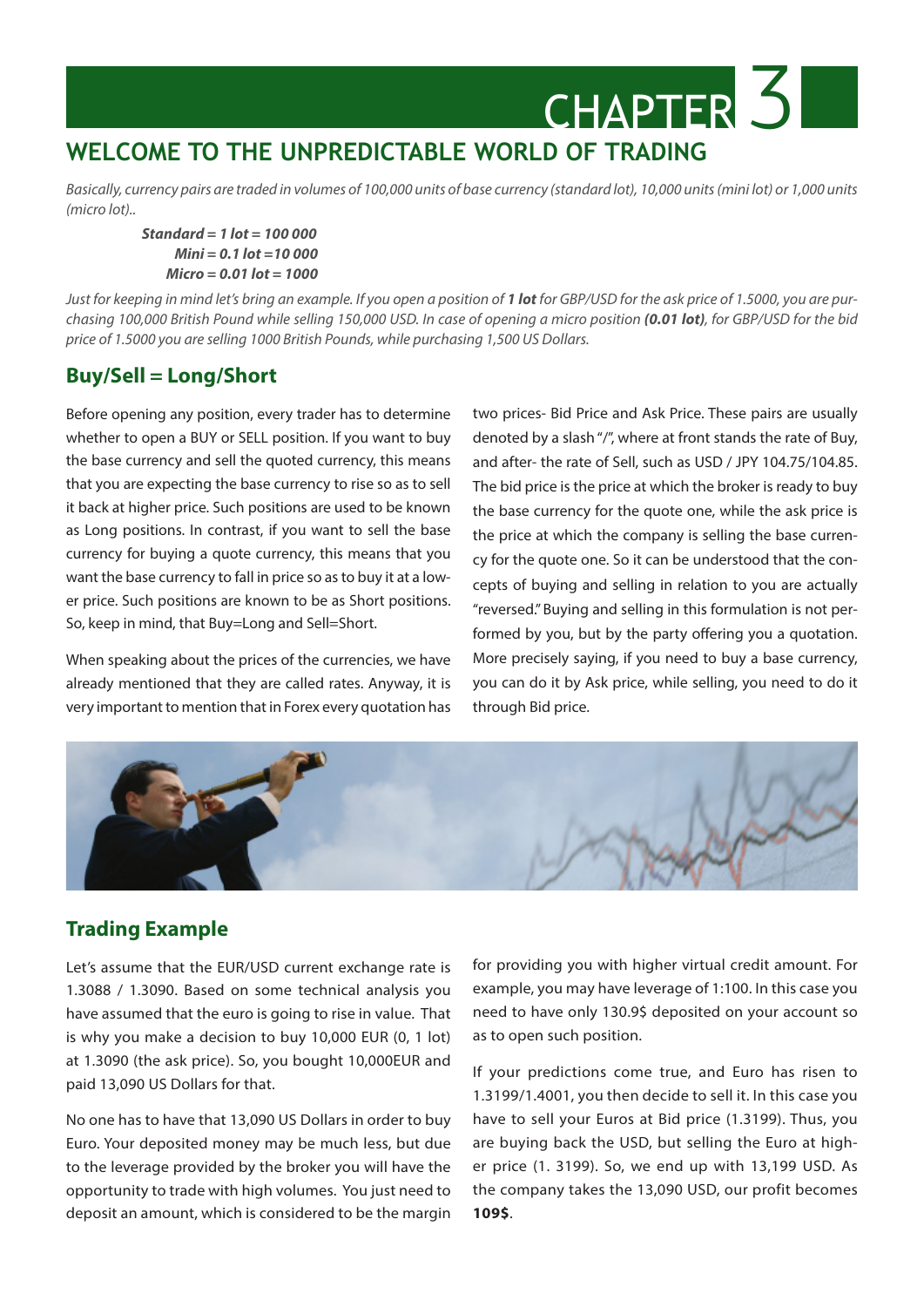# CHAPTER 3

## WELCOME TO THE UNPREDICTABLE WORLD OF TRADING

*Basically, currency pairs are traded in volumes of 100,000 units of base currency (standard lot), 10,000 units (mini lot) or 1,000 units (micro lot)..*

***Standard = 1 lot = 100 000***
***Mini = 0.1 lot =10 000***
***Micro = 0.01 lot = 1000***

*Just for keeping in mind let's bring an example. If you open a position of **1 lot** for GBP/USD for the ask price of 1.5000, you are purchasing 100,000 British Pound while selling 150,000 USD. In case of opening a micro position **(0.01 lot)**, for GBP/USD for the bid price of 1.5000 you are selling 1000 British Pounds, while purchasing 1,500 US Dollars.*

### Buy/Sell = Long/Short

Before opening any position, every trader has to determine whether to open a BUY or SELL position. If you want to buy the base currency and sell the quoted currency, this means that you are expecting the base currency to rise so as to sell it back at higher price. Such positions are used to be known as Long positions. In contrast, if you want to sell the base currency for buying a quote currency, this means that you want the base currency to fall in price so as to buy it at a lower price. Such positions are known to be as Short positions. So, keep in mind, that Buy=Long and Sell=Short.

When speaking about the prices of the currencies, we have already mentioned that they are called rates. Anyway, it is very important to mention that in Forex every quotation has two prices- Bid Price and Ask Price. These pairs are usually denoted by a slash "/", where at front stands the rate of Buy, and after- the rate of Sell, such as USD / JPY 104.75/104.85. The bid price is the price at which the broker is ready to buy the base currency for the quote one, while the ask price is the price at which the company is selling the base currency for the quote one. So it can be understood that the concepts of buying and selling in relation to you are actually "reversed." Buying and selling in this formulation is not performed by you, but by the party offering you a quotation. More precisely saying, if you need to buy a base currency, you can do it by Ask price, while selling, you need to do it through Bid price.

### Trading Example

Let's assume that the EUR/USD current exchange rate is 1.3088 / 1.3090. Based on some technical analysis you have assumed that the euro is going to rise in value. That is why you make a decision to buy 10,000 EUR (0, 1 lot) at 1.3090 (the ask price). So, you bought 10,000EUR and paid 13,090 US Dollars for that.

No one has to have that 13,090 US Dollars in order to buy Euro. Your deposited money may be much less, but due to the leverage provided by the broker you will have the opportunity to trade with high volumes. You just need to deposit an amount, which is considered to be the margin for providing you with higher virtual credit amount. For example, you may have leverage of 1:100. In this case you need to have only 130.9$ deposited on your account so as to open such position.

If your predictions come true, and Euro has risen to 1.3199/1.4001, you then decide to sell it. In this case you have to sell your Euros at Bid price (1.3199). Thus, you are buying back the USD, but selling the Euro at higher price (1. 3199). So, we end up with 13,199 USD. As the company takes the 13,090 USD, our profit becomes **109$**.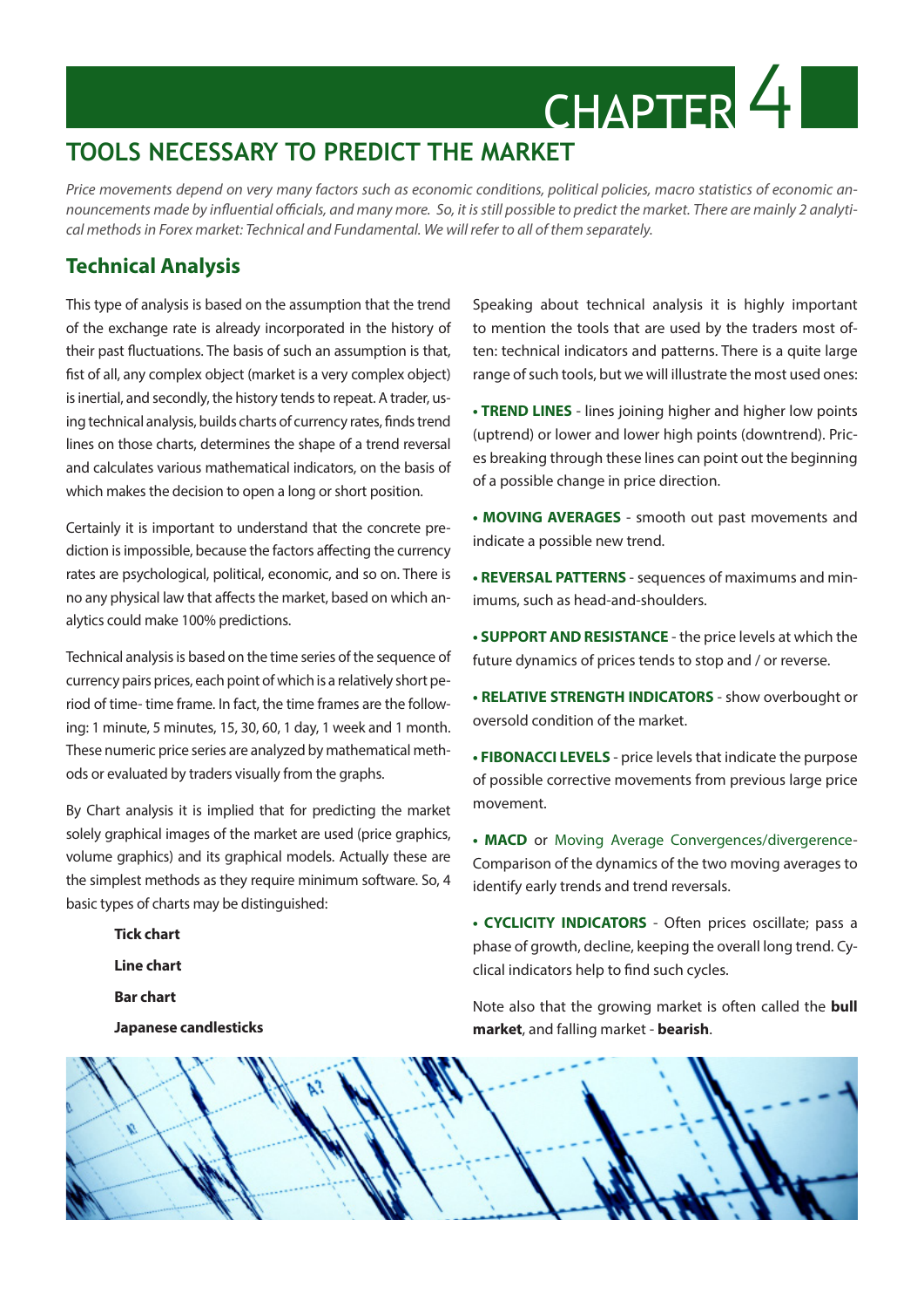# CHAPTER 4

## TOOLS NECESSARY TO PREDICT THE MARKET

*Price movements depend on very many factors such as economic conditions, political policies, macro statistics of economic announcements made by influential officials, and many more. So, it is still possible to predict the market. There are mainly 2 analytical methods in Forex market: Technical and Fundamental. We will refer to all of them separately.*

### Technical Analysis

This type of analysis is based on the assumption that the trend of the exchange rate is already incorporated in the history of their past fluctuations. The basis of such an assumption is that, fist of all, any complex object (market is a very complex object) is inertial, and secondly, the history tends to repeat. A trader, using technical analysis, builds charts of currency rates, finds trend lines on those charts, determines the shape of a trend reversal and calculates various mathematical indicators, on the basis of which makes the decision to open a long or short position.

Certainly it is important to understand that the concrete prediction is impossible, because the factors affecting the currency rates are psychological, political, economic, and so on. There is no any physical law that affects the market, based on which analytics could make 100% predictions.

Technical analysis is based on the time series of the sequence of currency pairs prices, each point of which is a relatively short period of time- time frame. In fact, the time frames are the following: 1 minute, 5 minutes, 15, 30, 60, 1 day, 1 week and 1 month. These numeric price series are analyzed by mathematical methods or evaluated by traders visually from the graphs.

By Chart analysis it is implied that for predicting the market solely graphical images of the market are used (price graphics, volume graphics) and its graphical models. Actually these are the simplest methods as they require minimum software. So, 4 basic types of charts may be distinguished:

**Tick chart**

**Line chart**

**Bar chart**

**Japanese candlesticks**

Speaking about technical analysis it is highly important to mention the tools that are used by the traders most often: technical indicators and patterns. There is a quite large range of such tools, but we will illustrate the most used ones:

- **TREND LINES** - lines joining higher and higher low points (uptrend) or lower and lower high points (downtrend). Prices breaking through these lines can point out the beginning of a possible change in price direction.
- **MOVING AVERAGES** - smooth out past movements and indicate a possible new trend.
- **REVERSAL PATTERNS** - sequences of maximums and minimums, such as head-and-shoulders.
- **SUPPORT AND RESISTANCE** - the price levels at which the future dynamics of prices tends to stop and / or reverse.
- **RELATIVE STRENGTH INDICATORS** - show overbought or oversold condition of the market.
- **FIBONACCI LEVELS** - price levels that indicate the purpose of possible corrective movements from previous large price movement.
- **MACD** or Moving Average Convergences/divergence- Comparison of the dynamics of the two moving averages to identify early trends and trend reversals.
- **CYCLICITY INDICATORS** - Often prices oscillate; pass a phase of growth, decline, keeping the overall long trend. Cyclical indicators help to find such cycles.

Note also that the growing market is often called the **bull market**, and falling market - **bearish**.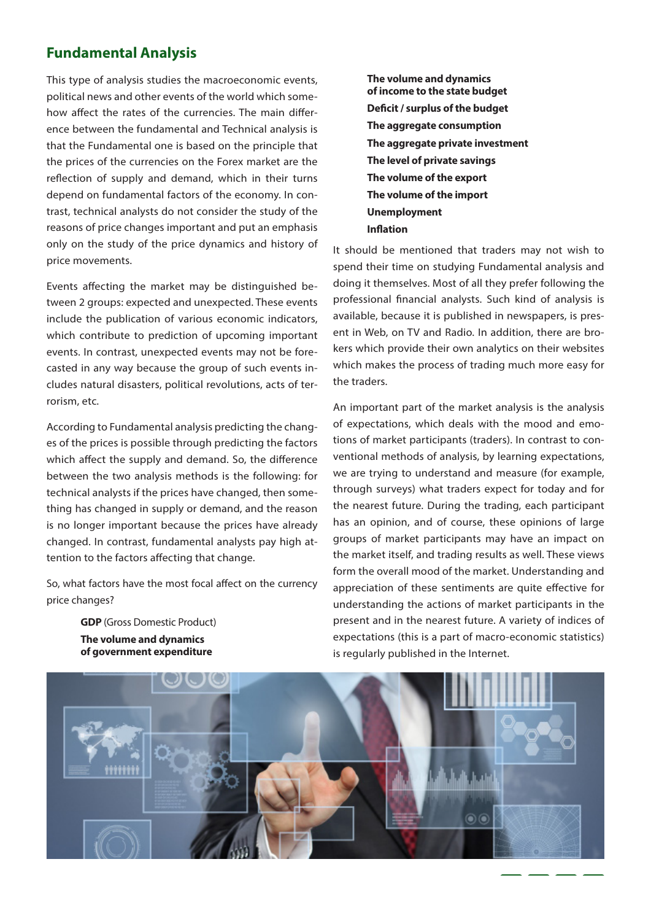## Fundamental Analysis

This type of analysis studies the macroeconomic events, political news and other events of the world which somehow affect the rates of the currencies. The main difference between the fundamental and Technical analysis is that the Fundamental one is based on the principle that the prices of the currencies on the Forex market are the reflection of supply and demand, which in their turns depend on fundamental factors of the economy. In contrast, technical analysts do not consider the study of the reasons of price changes important and put an emphasis only on the study of the price dynamics and history of price movements.

Events affecting the market may be distinguished between 2 groups: expected and unexpected. These events include the publication of various economic indicators, which contribute to prediction of upcoming important events. In contrast, unexpected events may not be forecasted in any way because the group of such events includes natural disasters, political revolutions, acts of terrorism, etc.

According to Fundamental analysis predicting the changes of the prices is possible through predicting the factors which affect the supply and demand. So, the difference between the two analysis methods is the following: for technical analysts if the prices have changed, then something has changed in supply or demand, and the reason is no longer important because the prices have already changed. In contrast, fundamental analysts pay high attention to the factors affecting that change.

So, what factors have the most focal affect on the currency price changes?

- **GDP** (Gross Domestic Product)
- **The volume and dynamics of government expenditure**
- **The volume and dynamics of income to the state budget**
- **Deficit / surplus of the budget**
- **The aggregate consumption**
- **The aggregate private investment**
- **The level of private savings**
- **The volume of the export**
- **The volume of the import**
- **Unemployment**
- **Inflation**

It should be mentioned that traders may not wish to spend their time on studying Fundamental analysis and doing it themselves. Most of all they prefer following the professional financial analysts. Such kind of analysis is available, because it is published in newspapers, is present in Web, on TV and Radio. In addition, there are brokers which provide their own analytics on their websites which makes the process of trading much more easy for the traders.

An important part of the market analysis is the analysis of expectations, which deals with the mood and emotions of market participants (traders). In contrast to conventional methods of analysis, by learning expectations, we are trying to understand and measure (for example, through surveys) what traders expect for today and for the nearest future. During the trading, each participant has an opinion, and of course, these opinions of large groups of market participants may have an impact on the market itself, and trading results as well. These views form the overall mood of the market. Understanding and appreciation of these sentiments are quite effective for understanding the actions of market participants in the present and in the nearest future. A variety of indices of expectations (this is a part of macro-economic statistics) is regularly published in the Internet.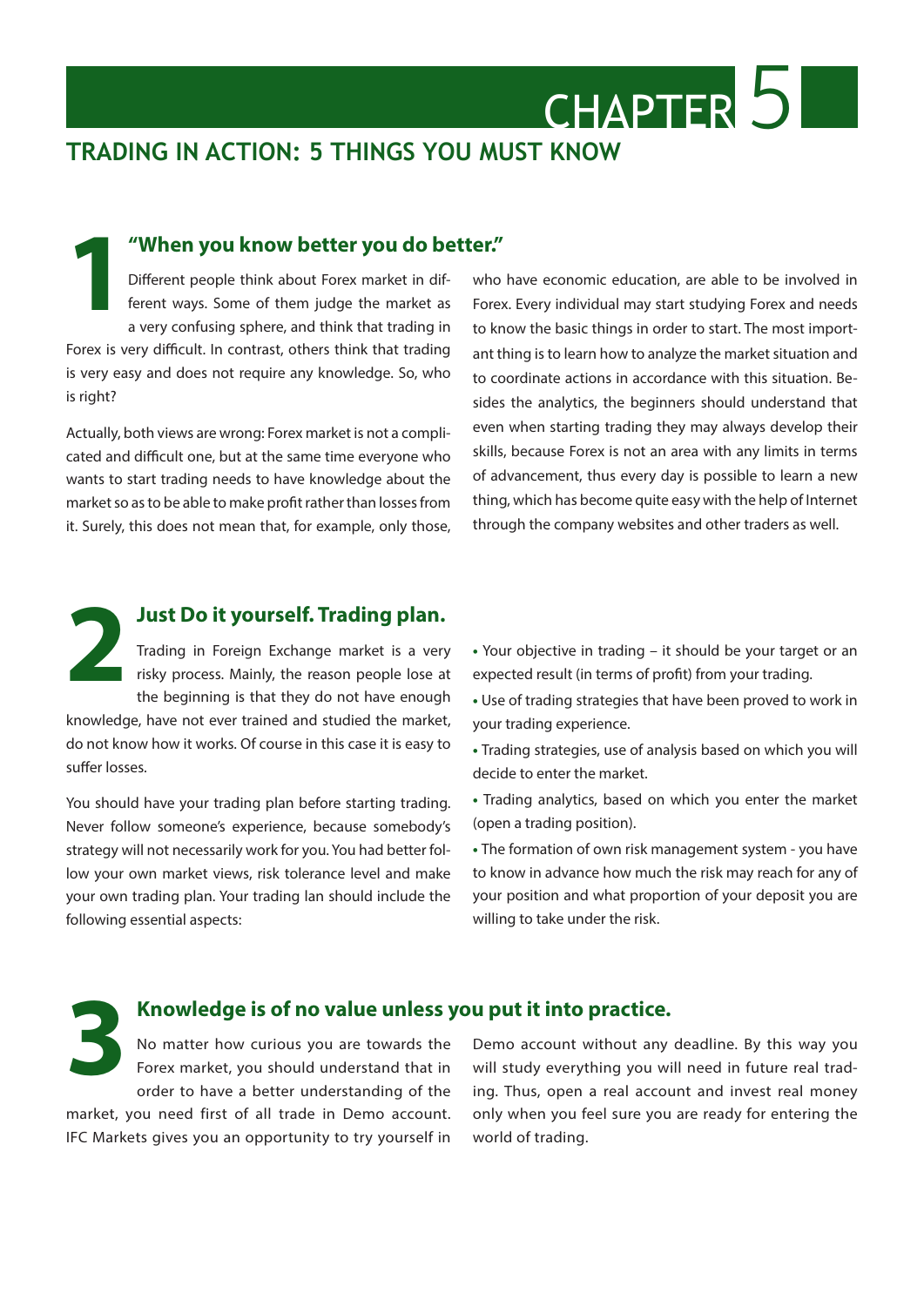# CHAPTER 5

## TRADING IN ACTION: 5 THINGS YOU MUST KNOW

### 1 "When you know better you do better."

Different people think about Forex market in different ways. Some of them judge the market as a very confusing sphere, and think that trading in Forex is very difficult. In contrast, others think that trading is very easy and does not require any knowledge. So, who is right?

Actually, both views are wrong: Forex market is not a complicated and difficult one, but at the same time everyone who wants to start trading needs to have knowledge about the market so as to be able to make profit rather than losses from it. Surely, this does not mean that, for example, only those, who have economic education, are able to be involved in Forex. Every individual may start studying Forex and needs to know the basic things in order to start. The most important thing is to learn how to analyze the market situation and to coordinate actions in accordance with this situation. Besides the analytics, the beginners should understand that even when starting trading they may always develop their skills, because Forex is not an area with any limits in terms of advancement, thus every day is possible to learn a new thing, which has become quite easy with the help of Internet through the company websites and other traders as well.

### 2 Just Do it yourself. Trading plan.

Trading in Foreign Exchange market is a very risky process. Mainly, the reason people lose at the beginning is that they do not have enough knowledge, have not ever trained and studied the market, do not know how it works. Of course in this case it is easy to suffer losses.

You should have your trading plan before starting trading. Never follow someone's experience, because somebody's strategy will not necessarily work for you. You had better follow your own market views, risk tolerance level and make your own trading plan. Your trading lan should include the following essential aspects:

- Your objective in trading – it should be your target or an expected result (in terms of profit) from your trading.
- Use of trading strategies that have been proved to work in your trading experience.
- Trading strategies, use of analysis based on which you will decide to enter the market.
- Trading analytics, based on which you enter the market (open a trading position).
- The formation of own risk management system - you have to know in advance how much the risk may reach for any of your position and what proportion of your deposit you are willing to take under the risk.

### 3 Knowledge is of no value unless you put it into practice.

No matter how curious you are towards the Forex market, you should understand that in order to have a better understanding of the market, you need first of all trade in Demo account. IFC Markets gives you an opportunity to try yourself in Demo account without any deadline. By this way you will study everything you will need in future real trading. Thus, open a real account and invest real money only when you feel sure you are ready for entering the world of trading.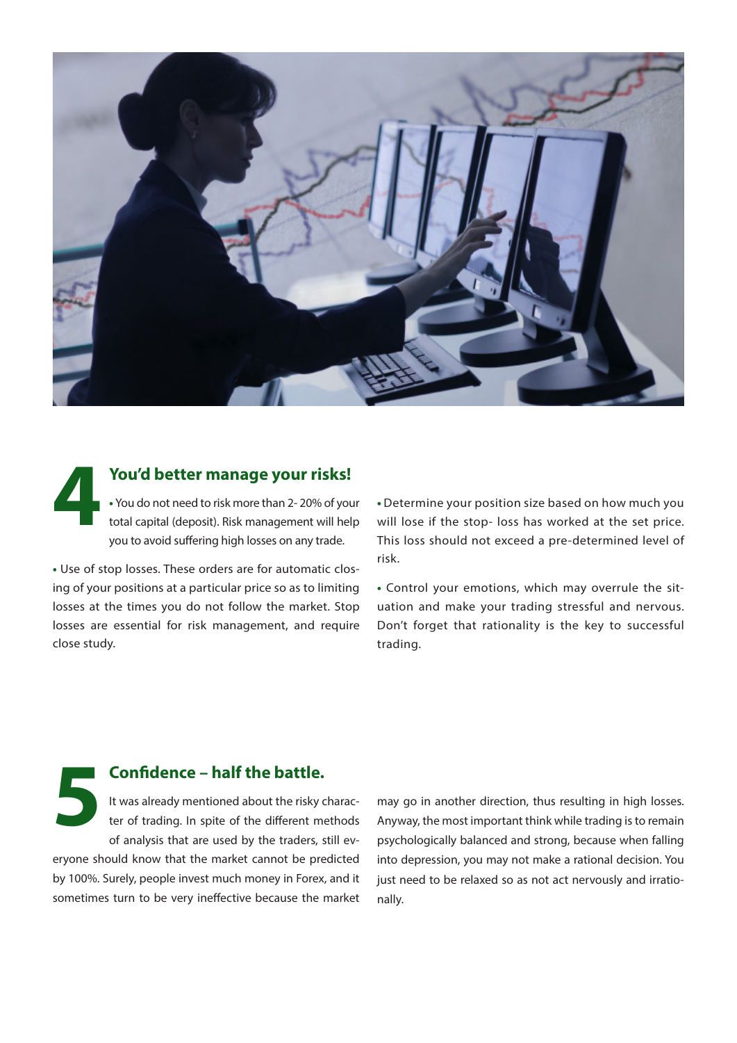## 4 You'd better manage your risks!

- You do not need to risk more than 2- 20% of your total capital (deposit). Risk management will help you to avoid suffering high losses on any trade.
- Use of stop losses. These orders are for automatic closing of your positions at a particular price so as to limiting losses at the times you do not follow the market. Stop losses are essential for risk management, and require close study.
- Determine your position size based on how much you will lose if the stop- loss has worked at the set price. This loss should not exceed a pre-determined level of risk.
- Control your emotions, which may overrule the situation and make your trading stressful and nervous. Don't forget that rationality is the key to successful trading.

## 5 Confidence – half the battle.

It was already mentioned about the risky character of trading. In spite of the different methods of analysis that are used by the traders, still everyone should know that the market cannot be predicted by 100%. Surely, people invest much money in Forex, and it sometimes turn to be very ineffective because the market may go in another direction, thus resulting in high losses. Anyway, the most important think while trading is to remain psychologically balanced and strong, because when falling into depression, you may not make a rational decision. You just need to be relaxed so as not act nervously and irrationally.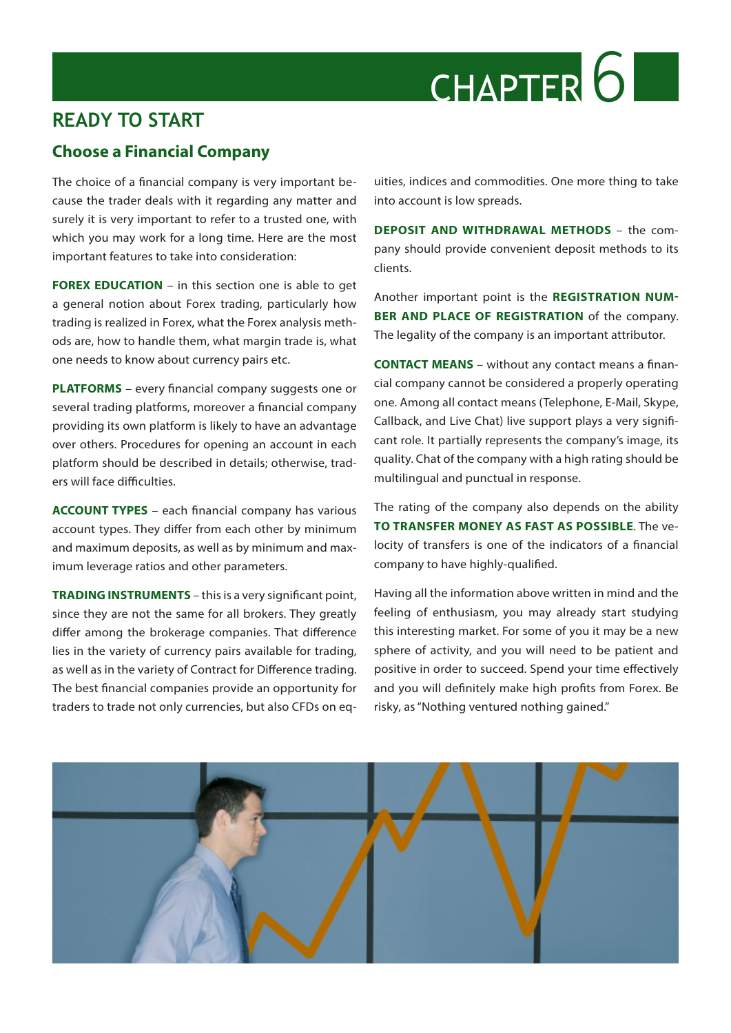# CHAPTER 6

## READY TO START

### Choose a Financial Company

The choice of a financial company is very important because the trader deals with it regarding any matter and surely it is very important to refer to a trusted one, with which you may work for a long time. Here are the most important features to take into consideration:

**FOREX EDUCATION** – in this section one is able to get a general notion about Forex trading, particularly how trading is realized in Forex, what the Forex analysis methods are, how to handle them, what margin trade is, what one needs to know about currency pairs etc.

**PLATFORMS** – every financial company suggests one or several trading platforms, moreover a financial company providing its own platform is likely to have an advantage over others. Procedures for opening an account in each platform should be described in details; otherwise, traders will face difficulties.

**ACCOUNT TYPES** – each financial company has various account types. They differ from each other by minimum and maximum deposits, as well as by minimum and maximum leverage ratios and other parameters.

**TRADING INSTRUMENTS** – this is a very significant point, since they are not the same for all brokers. They greatly differ among the brokerage companies. That difference lies in the variety of currency pairs available for trading, as well as in the variety of Contract for Difference trading. The best financial companies provide an opportunity for traders to trade not only currencies, but also CFDs on equities, indices and commodities. One more thing to take into account is low spreads.

**DEPOSIT AND WITHDRAWAL METHODS** – the company should provide convenient deposit methods to its clients.

Another important point is the **REGISTRATION NUMBER AND PLACE OF REGISTRATION** of the company. The legality of the company is an important attributor.

**CONTACT MEANS** – without any contact means a financial company cannot be considered a properly operating one. Among all contact means (Telephone, E-Mail, Skype, Callback, and Live Chat) live support plays a very significant role. It partially represents the company's image, its quality. Chat of the company with a high rating should be multilingual and punctual in response.

The rating of the company also depends on the ability **TO TRANSFER MONEY AS FAST AS POSSIBLE**. The velocity of transfers is one of the indicators of a financial company to have highly-qualified.

Having all the information above written in mind and the feeling of enthusiasm, you may already start studying this interesting market. For some of you it may be a new sphere of activity, and you will need to be patient and positive in order to succeed. Spend your time effectively and you will definitely make high profits from Forex. Be risky, as "Nothing ventured nothing gained."